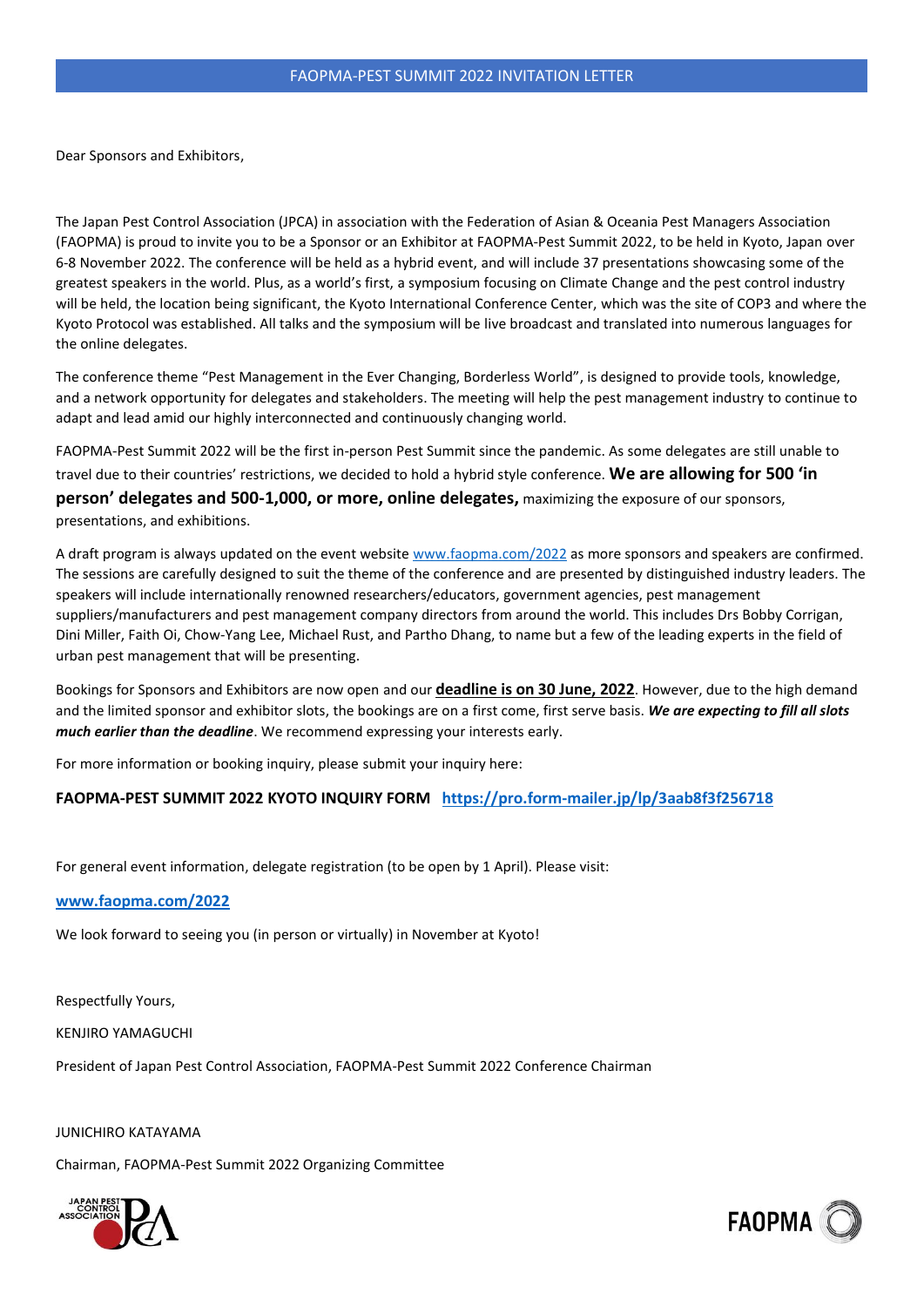# FAOPMA-PEST SUMMIT 2022 INVITATION LETTER

Dear Sponsors and Exhibitors,

The Japan Pest Control Association (JPCA) in association with the Federation of Asian & Oceania Pest Managers Association (FAOPMA) is proud to invite you to be a Sponsor or an Exhibitor at FAOPMA-Pest Summit 2022, to be held in Kyoto, Japan over 6-8 November 2022. The conference will be held as a hybrid event, and will include 37 presentations showcasing some of the greatest speakers in the world. Plus, as a world's first, a symposium focusing on Climate Change and the pest control industry will be held, the location being significant, the Kyoto International Conference Center, which was the site of COP3 and where the Kyoto Protocol was established. All talks and the symposium will be live broadcast and translated into numerous languages for the online delegates.

The conference theme "Pest Management in the Ever Changing, Borderless World", is designed to provide tools, knowledge, and a network opportunity for delegates and stakeholders. The meeting will help the pest management industry to continue to adapt and lead amid our highly interconnected and continuously changing world.

FAOPMA-Pest Summit 2022 will be the first in-person Pest Summit since the pandemic. As some delegates are still unable to travel due to their countries' restrictions, we decided to hold a hybrid style conference. **We are allowing for 500 'in person' delegates and 500-1,000, or more, online delegates,** maximizing the exposure of our sponsors, presentations, and exhibitions.

A draft program is always updated on the event website www.faopma.com/2022 as more sponsors and speakers are confirmed. The sessions are carefully designed to suit the theme of the conference and are presented by distinguished industry leaders. The speakers will include internationally renowned researchers/educators, government agencies, pest management suppliers/manufacturers and pest management company directors from around the world. This includes Drs Bobby Corrigan, Dini Miller, Faith Oi, Chow-Yang Lee, Michael Rust, and Partho Dhang, to name but a few of the leading experts in the field of urban pest management that will be presenting.

Bookings for Sponsors and Exhibitors are now open and our **deadline is on 30 June, 2022**. However, due to the high demand and the limited sponsor and exhibitor slots, the bookings are on a first come, first serve basis. ***We are expecting to fill all slots much earlier than the deadline***. We recommend expressing your interests early.

For more information or booking inquiry, please submit your inquiry here:

**FAOPMA-PEST SUMMIT 2022 KYOTO INQUIRY FORM** **https://pro.form-mailer.jp/lp/3aab8f3f256718**

For general event information, delegate registration (to be open by 1 April). Please visit:

**www.faopma.com/2022**

We look forward to seeing you (in person or virtually) in November at Kyoto!

Respectfully Yours,

KENJIRO YAMAGUCHI

President of Japan Pest Control Association, FAOPMA-Pest Summit 2022 Conference Chairman

JUNICHIRO KATAYAMA

Chairman, FAOPMA-Pest Summit 2022 Organizing Committee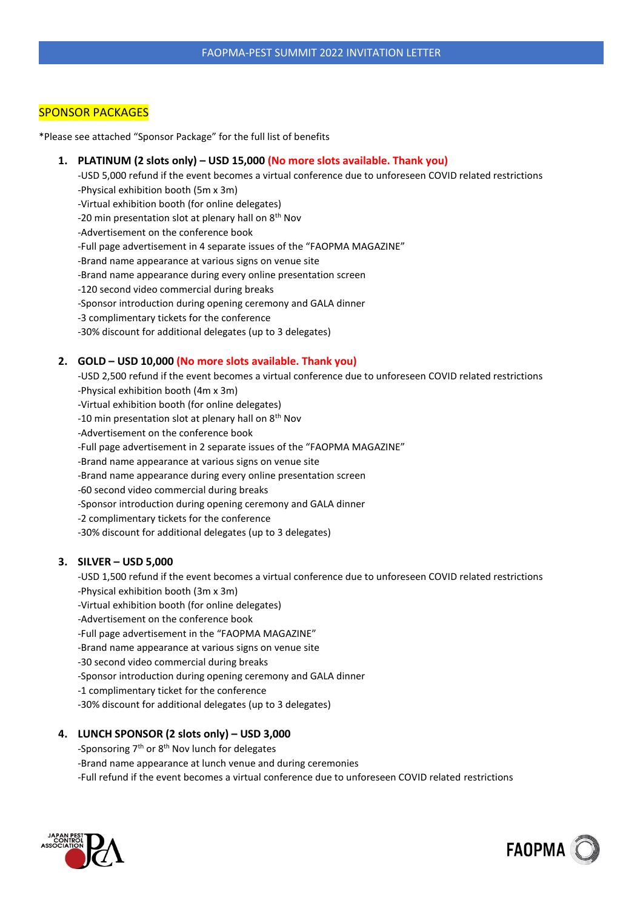## SPONSOR PACKAGES

*Please see attached "Sponsor Package" for the full list of benefits

1. **PLATINUM (2 slots only) – USD 15,000 (No more slots available. Thank you)**
   -USD 5,000 refund if the event becomes a virtual conference due to unforeseen COVID related restrictions
   -Physical exhibition booth (5m x 3m)
   -Virtual exhibition booth (for online delegates)
   -20 min presentation slot at plenary hall on 8th Nov
   -Advertisement on the conference book
   -Full page advertisement in 4 separate issues of the "FAOPMA MAGAZINE"
   -Brand name appearance at various signs on venue site
   -Brand name appearance during every online presentation screen
   -120 second video commercial during breaks
   -Sponsor introduction during opening ceremony and GALA dinner
   -3 complimentary tickets for the conference
   -30% discount for additional delegates (up to 3 delegates)

2. **GOLD – USD 10,000 (No more slots available. Thank you)**
   -USD 2,500 refund if the event becomes a virtual conference due to unforeseen COVID related restrictions
   -Physical exhibition booth (4m x 3m)
   -Virtual exhibition booth (for online delegates)
   -10 min presentation slot at plenary hall on 8th Nov
   -Advertisement on the conference book
   -Full page advertisement in 2 separate issues of the "FAOPMA MAGAZINE"
   -Brand name appearance at various signs on venue site
   -Brand name appearance during every online presentation screen
   -60 second video commercial during breaks
   -Sponsor introduction during opening ceremony and GALA dinner
   -2 complimentary tickets for the conference
   -30% discount for additional delegates (up to 3 delegates)

3. **SILVER – USD 5,000**
   -USD 1,500 refund if the event becomes a virtual conference due to unforeseen COVID related restrictions
   -Physical exhibition booth (3m x 3m)
   -Virtual exhibition booth (for online delegates)
   -Advertisement on the conference book
   -Full page advertisement in the "FAOPMA MAGAZINE"
   -Brand name appearance at various signs on venue site
   -30 second video commercial during breaks
   -Sponsor introduction during opening ceremony and GALA dinner
   -1 complimentary ticket for the conference
   -30% discount for additional delegates (up to 3 delegates)

4. **LUNCH SPONSOR (2 slots only) – USD 3,000**
   -Sponsoring 7th or 8th Nov lunch for delegates
   -Brand name appearance at lunch venue and during ceremonies
   -Full refund if the event becomes a virtual conference due to unforeseen COVID related restrictions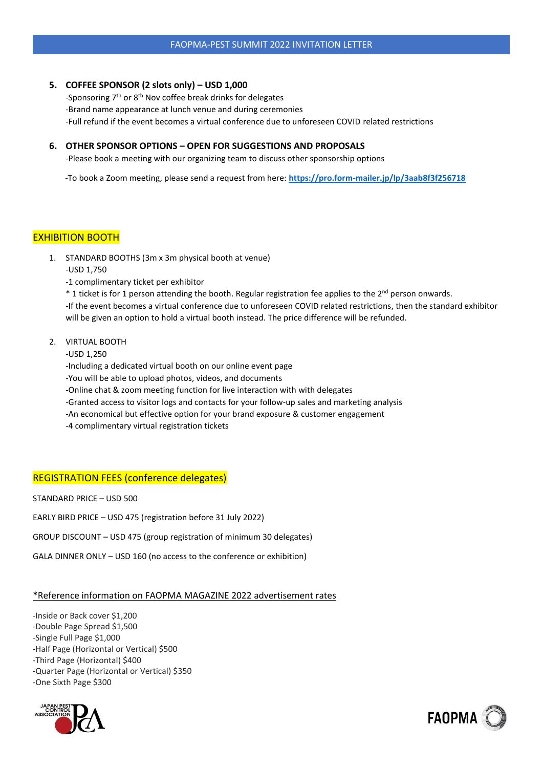5. **COFFEE SPONSOR (2 slots only) – USD 1,000**
   -Sponsoring 7th or 8th Nov coffee break drinks for delegates
   -Brand name appearance at lunch venue and during ceremonies
   -Full refund if the event becomes a virtual conference due to unforeseen COVID related restrictions

6. **OTHER SPONSOR OPTIONS – OPEN FOR SUGGESTIONS AND PROPOSALS**
   -Please book a meeting with our organizing team to discuss other sponsorship options

   -To book a Zoom meeting, please send a request from here: **https://pro.form-mailer.jp/lp/3aab8f3f256718**

## EXHIBITION BOOTH

1. STANDARD BOOTHS (3m x 3m physical booth at venue)
   -USD 1,750
   -1 complimentary ticket per exhibitor
   * 1 ticket is for 1 person attending the booth. Regular registration fee applies to the 2nd person onwards.
   -If the event becomes a virtual conference due to unforeseen COVID related restrictions, then the standard exhibitor will be given an option to hold a virtual booth instead. The price difference will be refunded.

2. VIRTUAL BOOTH
   -USD 1,250
   -Including a dedicated virtual booth on our online event page
   -You will be able to upload photos, videos, and documents
   -Online chat & zoom meeting function for live interaction with with delegates
   -Granted access to visitor logs and contacts for your follow-up sales and marketing analysis
   -An economical but effective option for your brand exposure & customer engagement
   -4 complimentary virtual registration tickets

## REGISTRATION FEES (conference delegates)

STANDARD PRICE – USD 500

EARLY BIRD PRICE – USD 475 (registration before 31 July 2022)

GROUP DISCOUNT – USD 475 (group registration of minimum 30 delegates)

GALA DINNER ONLY – USD 160 (no access to the conference or exhibition)

*Reference information on FAOPMA MAGAZINE 2022 advertisement rates

-Inside or Back cover $1,200
-Double Page Spread $1,500
-Single Full Page $1,000
-Half Page (Horizontal or Vertical) $500
-Third Page (Horizontal) $400
-Quarter Page (Horizontal or Vertical) $350
-One Sixth Page $300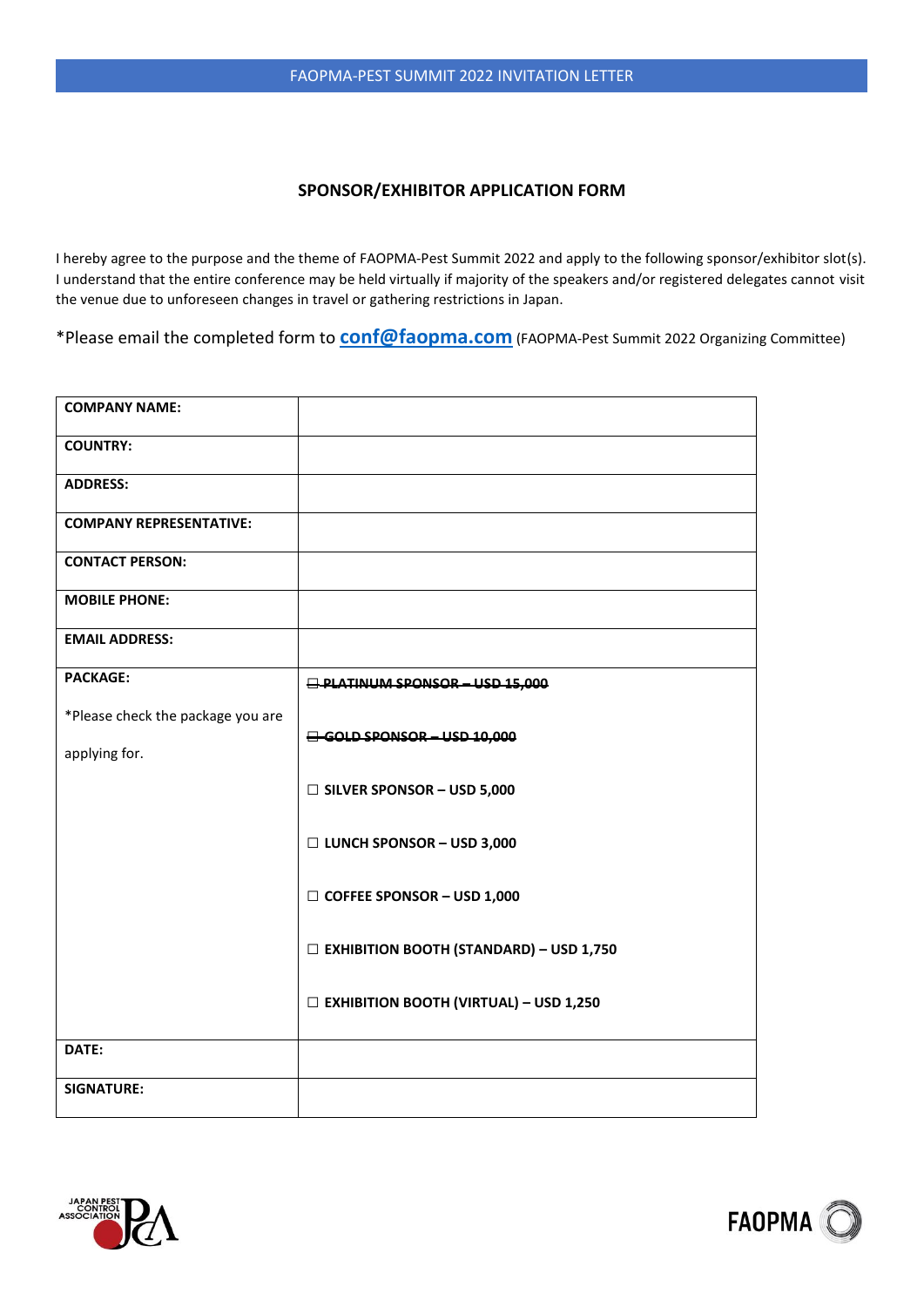## SPONSOR/EXHIBITOR APPLICATION FORM

I hereby agree to the purpose and the theme of FAOPMA-Pest Summit 2022 and apply to the following sponsor/exhibitor slot(s). I understand that the entire conference may be held virtually if majority of the speakers and/or registered delegates cannot visit the venue due to unforeseen changes in travel or gathering restrictions in Japan.

*Please email the completed form to **conf@faopma.com** (FAOPMA-Pest Summit 2022 Organizing Committee)

| | |
|---|---|
| **COMPANY NAME:** | |
| **COUNTRY:** | |
| **ADDRESS:** | |
| **COMPANY REPRESENTATIVE:** | |
| **CONTACT PERSON:** | |
| **MOBILE PHONE:** | |
| **EMAIL ADDRESS:** | |
| **PACKAGE:**<br><br>*Please check the package you are applying for. | ☐ ~~**PLATINUM SPONSOR – USD 15,000**~~<br><br>☐ ~~**GOLD SPONSOR – USD 10,000**~~<br><br>☐ **SILVER SPONSOR – USD 5,000**<br><br>☐ **LUNCH SPONSOR – USD 3,000**<br><br>☐ **COFFEE SPONSOR – USD 1,000**<br><br>☐ **EXHIBITION BOOTH (STANDARD) – USD 1,750**<br><br>☐ **EXHIBITION BOOTH (VIRTUAL) – USD 1,250** |
| **DATE:** | |
| **SIGNATURE:** | |